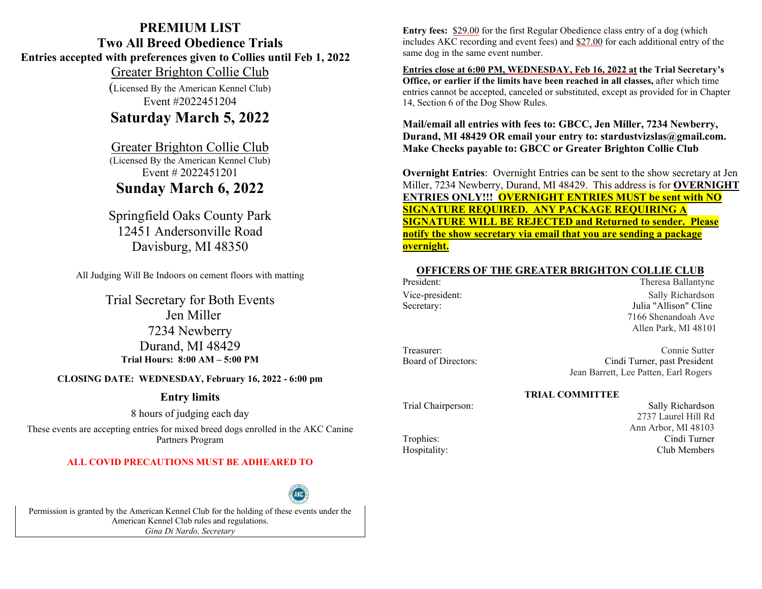# PREMIUM LIST

## Two All Breed Obedience Trials

**Entries accepted with preferences given to Collies until Feb 1, 2022**

Greater Brighton Collie Club

(Licensed By the American Kennel Club)

Event #2022451204

## Saturday March 5, 2022

Greater Brighton Collie Club

(Licensed By the American Kennel Club)

Event # 2022451201

## Sunday March 6, 2022

Springfield Oaks County Park
12451 Andersonville Road
Davisburg, MI 48350

All Judging Will Be Indoors on cement floors with matting

Trial Secretary for Both Events
Jen Miller
7234 Newberry
Durand, MI 48429

**Trial Hours: 8:00 AM – 5:00 PM**

**CLOSING DATE: WEDNESDAY, February 16, 2022 - 6:00 pm**

**Entry limits**

8 hours of judging each day

These events are accepting entries for mixed breed dogs enrolled in the AKC Canine Partners Program

**ALL COVID PRECAUTIONS MUST BE ADHEARED TO**

Permission is granted by the American Kennel Club for the holding of these events under the American Kennel Club rules and regulations.
*Gina Di Nardo, Secretary*

**Entry fees:** $29.00 for the first Regular Obedience class entry of a dog (which includes AKC recording and event fees) and $27.00 for each additional entry of the same dog in the same event number.

**Entries close at 6:00 PM, WEDNESDAY, Feb 16, 2022 at the Trial Secretary's Office, or earlier if the limits have been reached in all classes,** after which time entries cannot be accepted, canceled or substituted, except as provided for in Chapter 14, Section 6 of the Dog Show Rules.

**Mail/email all entries with fees to: GBCC, Jen Miller, 7234 Newberry, Durand, MI 48429 OR email your entry to: stardustvizslas@gmail.com. Make Checks payable to: GBCC or Greater Brighton Collie Club**

**Overnight Entries**: Overnight Entries can be sent to the show secretary at Jen Miller, 7234 Newberry, Durand, MI 48429. This address is for **OVERNIGHT ENTRIES ONLY!!! OVERNIGHT ENTRIES MUST be sent with NO SIGNATURE REQUIRED. ANY PACKAGE REQUIRING A SIGNATURE WILL BE REJECTED and Returned to sender. Please notify the show secretary via email that you are sending a package overnight.**

### OFFICERS OF THE GREATER BRIGHTON COLLIE CLUB

| | |
|---|---|
| President: | Theresa Ballantyne |
| Vice-president: | Sally Richardson |
| Secretary: | Julia "Allison" Cline<br>7166 Shenandoah Ave<br>Allen Park, MI 48101 |
| Treasurer: | Connie Sutter |
| Board of Directors: | Cindi Turner, past President<br>Jean Barrett, Lee Patten, Earl Rogers |

### TRIAL COMMITTEE

| | |
|---|---|
| Trial Chairperson: | Sally Richardson<br>2737 Laurel Hill Rd<br>Ann Arbor, MI 48103 |
| Trophies: | Cindi Turner |
| Hospitality: | Club Members |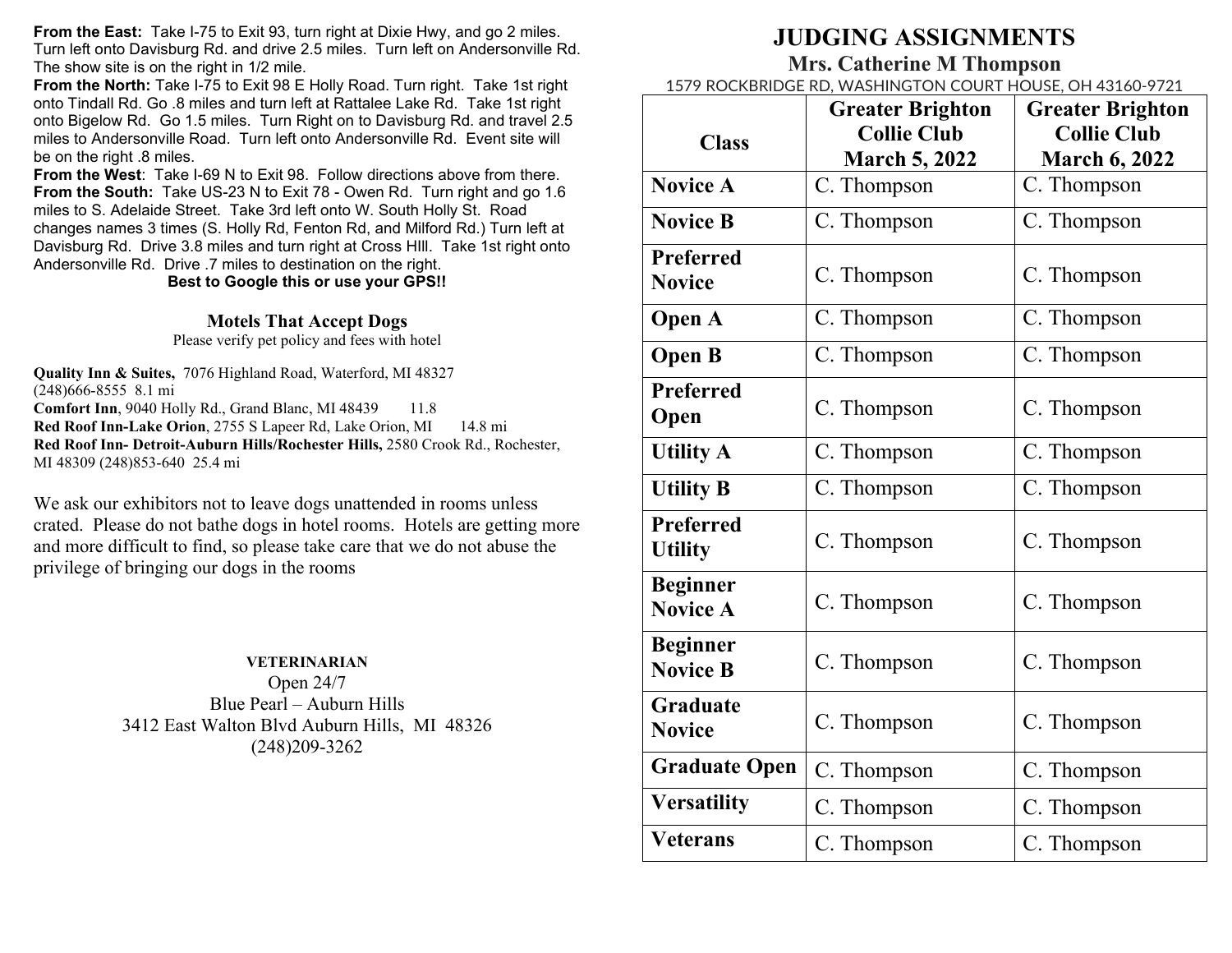**From the East:** Take I-75 to Exit 93, turn right at Dixie Hwy, and go 2 miles. Turn left onto Davisburg Rd. and drive 2.5 miles. Turn left on Andersonville Rd. The show site is on the right in 1/2 mile.

**From the North:** Take I-75 to Exit 98 E Holly Road. Turn right. Take 1st right onto Tindall Rd. Go .8 miles and turn left at Rattalee Lake Rd. Take 1st right onto Bigelow Rd. Go 1.5 miles. Turn Right on to Davisburg Rd. and travel 2.5 miles to Andersonville Road. Turn left onto Andersonville Rd. Event site will be on the right .8 miles.

**From the West**: Take I-69 N to Exit 98. Follow directions above from there.

**From the South:** Take US-23 N to Exit 78 - Owen Rd. Turn right and go 1.6 miles to S. Adelaide Street. Take 3rd left onto W. South Holly St. Road changes names 3 times (S. Holly Rd, Fenton Rd, and Milford Rd.) Turn left at Davisburg Rd. Drive 3.8 miles and turn right at Cross HIll. Take 1st right onto Andersonville Rd. Drive .7 miles to destination on the right.

**Best to Google this or use your GPS!!**

### Motels That Accept Dogs

Please verify pet policy and fees with hotel

**Quality Inn & Suites,** 7076 Highland Road, Waterford, MI 48327 (248)666-8555 8.1 mi

**Comfort Inn**, 9040 Holly Rd., Grand Blanc, MI 48439 11.8

**Red Roof Inn-Lake Orion**, 2755 S Lapeer Rd, Lake Orion, MI 14.8 mi

**Red Roof Inn- Detroit-Auburn Hills/Rochester Hills,** 2580 Crook Rd., Rochester, MI 48309 (248)853-640 25.4 mi

We ask our exhibitors not to leave dogs unattended in rooms unless crated. Please do not bathe dogs in hotel rooms. Hotels are getting more and more difficult to find, so please take care that we do not abuse the privilege of bringing our dogs in the rooms

**VETERINARIAN**

Open 24/7
Blue Pearl – Auburn Hills
3412 East Walton Blvd Auburn Hills, MI 48326
(248)209-3262

# JUDGING ASSIGNMENTS

## Mrs. Catherine M Thompson

1579 ROCKBRIDGE RD, WASHINGTON COURT HOUSE, OH 43160-9721

| Class | Greater Brighton Collie Club March 5, 2022 | Greater Brighton Collie Club March 6, 2022 |
|---|---|---|
| **Novice A** | C. Thompson | C. Thompson |
| **Novice B** | C. Thompson | C. Thompson |
| **Preferred Novice** | C. Thompson | C. Thompson |
| **Open A** | C. Thompson | C. Thompson |
| **Open B** | C. Thompson | C. Thompson |
| **Preferred Open** | C. Thompson | C. Thompson |
| **Utility A** | C. Thompson | C. Thompson |
| **Utility B** | C. Thompson | C. Thompson |
| **Preferred Utility** | C. Thompson | C. Thompson |
| **Beginner Novice A** | C. Thompson | C. Thompson |
| **Beginner Novice B** | C. Thompson | C. Thompson |
| **Graduate Novice** | C. Thompson | C. Thompson |
| **Graduate Open** | C. Thompson | C. Thompson |
| **Versatility** | C. Thompson | C. Thompson |
| **Veterans** | C. Thompson | C. Thompson |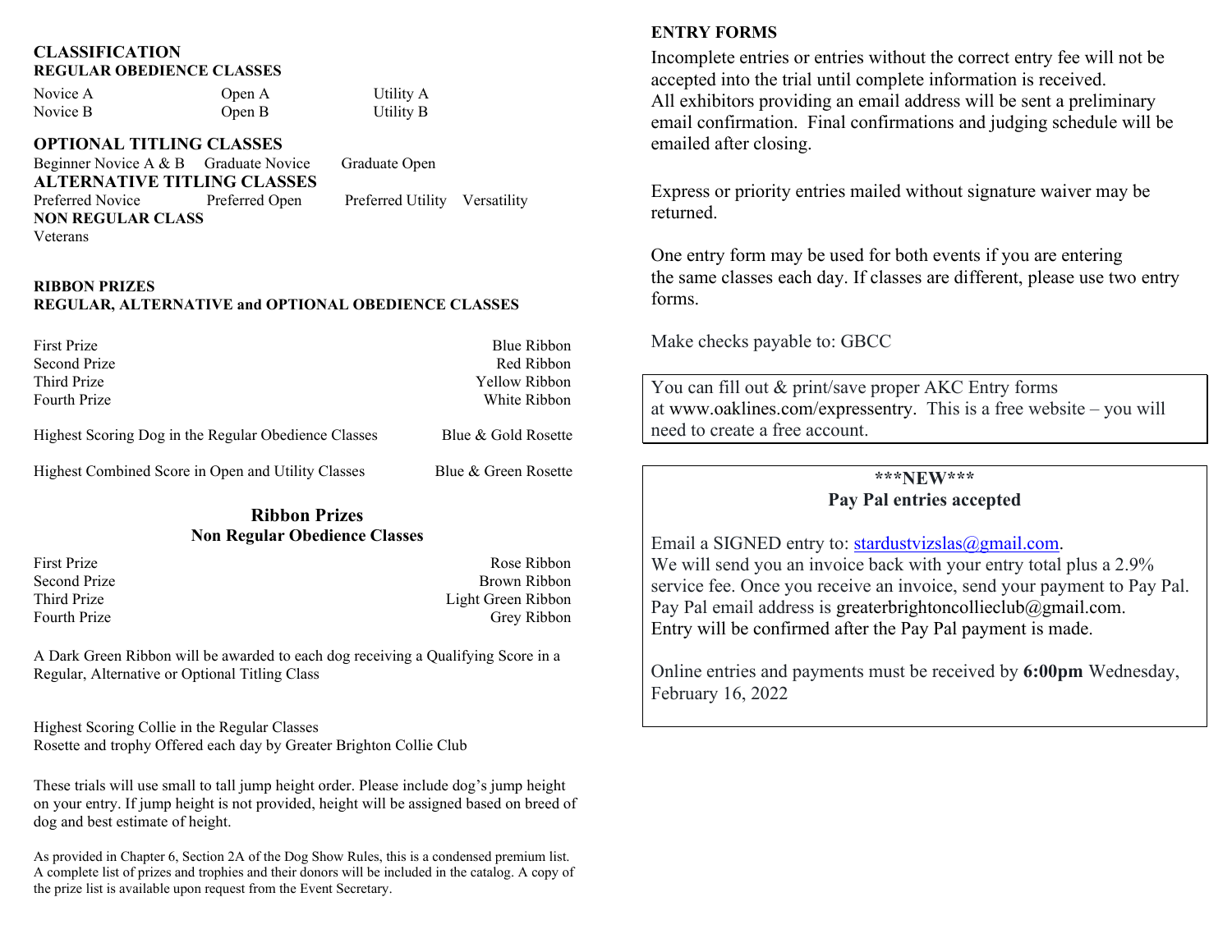## CLASSIFICATION

### REGULAR OBEDIENCE CLASSES

| | | |
|---|---|---|
| Novice A | Open A | Utility A |
| Novice B | Open B | Utility B |

### OPTIONAL TITLING CLASSES

Beginner Novice A & B    Graduate Novice    Graduate Open

### ALTERNATIVE TITLING CLASSES

Preferred Novice    Preferred Open    Preferred Utility    Versatility

### NON REGULAR CLASS

Veterans

### RIBBON PRIZES

**REGULAR, ALTERNATIVE and OPTIONAL OBEDIENCE CLASSES**

| | |
|---|---|
| First Prize | Blue Ribbon |
| Second Prize | Red Ribbon |
| Third Prize | Yellow Ribbon |
| Fourth Prize | White Ribbon |
| Highest Scoring Dog in the Regular Obedience Classes | Blue & Gold Rosette |
| Highest Combined Score in Open and Utility Classes | Blue & Green Rosette |

### Ribbon Prizes

**Non Regular Obedience Classes**

| | |
|---|---|
| First Prize | Rose Ribbon |
| Second Prize | Brown Ribbon |
| Third Prize | Light Green Ribbon |
| Fourth Prize | Grey Ribbon |

A Dark Green Ribbon will be awarded to each dog receiving a Qualifying Score in a Regular, Alternative or Optional Titling Class

Highest Scoring Collie in the Regular Classes
Rosette and trophy Offered each day by Greater Brighton Collie Club

These trials will use small to tall jump height order. Please include dog's jump height on your entry. If jump height is not provided, height will be assigned based on breed of dog and best estimate of height.

As provided in Chapter 6, Section 2A of the Dog Show Rules, this is a condensed premium list. A complete list of prizes and trophies and their donors will be included in the catalog. A copy of the prize list is available upon request from the Event Secretary.

## ENTRY FORMS

Incomplete entries or entries without the correct entry fee will not be accepted into the trial until complete information is received.
All exhibitors providing an email address will be sent a preliminary email confirmation. Final confirmations and judging schedule will be emailed after closing.

Express or priority entries mailed without signature waiver may be returned.

One entry form may be used for both events if you are entering the same classes each day. If classes are different, please use two entry forms.

Make checks payable to: GBCC

You can fill out & print/save proper AKC Entry forms at www.oaklines.com/expressentry. This is a free website – you will need to create a free account.

**\*\*\*NEW\*\*\***
**Pay Pal entries accepted**

Email a SIGNED entry to: stardustvizslas@gmail.com.
We will send you an invoice back with your entry total plus a 2.9% service fee. Once you receive an invoice, send your payment to Pay Pal. Pay Pal email address is greaterbrightoncollieclub@gmail.com.
Entry will be confirmed after the Pay Pal payment is made.

Online entries and payments must be received by **6:00pm** Wednesday, February 16, 2022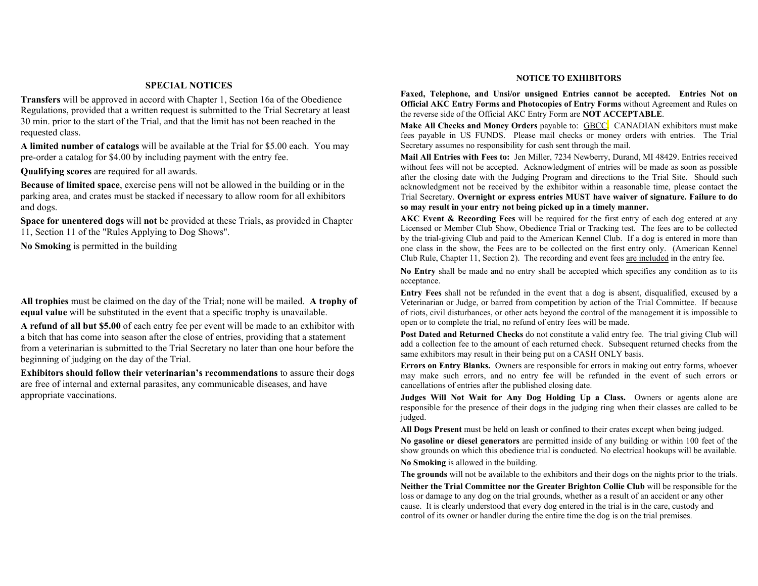## SPECIAL NOTICES

**Transfers** will be approved in accord with Chapter 1, Section 16a of the Obedience Regulations, provided that a written request is submitted to the Trial Secretary at least 30 min. prior to the start of the Trial, and that the limit has not been reached in the requested class.

**A limited number of catalogs** will be available at the Trial for $5.00 each. You may pre-order a catalog for $4.00 by including payment with the entry fee.

**Qualifying scores** are required for all awards.

**Because of limited space**, exercise pens will not be allowed in the building or in the parking area, and crates must be stacked if necessary to allow room for all exhibitors and dogs.

**Space for unentered dogs** will **not** be provided at these Trials, as provided in Chapter 11, Section 11 of the "Rules Applying to Dog Shows".

**No Smoking** is permitted in the building

**All trophies** must be claimed on the day of the Trial; none will be mailed. **A trophy of equal value** will be substituted in the event that a specific trophy is unavailable.

**A refund of all but $5.00** of each entry fee per event will be made to an exhibitor with a bitch that has come into season after the close of entries, providing that a statement from a veterinarian is submitted to the Trial Secretary no later than one hour before the beginning of judging on the day of the Trial.

**Exhibitors should follow their veterinarian's recommendations** to assure their dogs are free of internal and external parasites, any communicable diseases, and have appropriate vaccinations.

## NOTICE TO EXHIBITORS

**Faxed, Telephone, and Unsi/or unsigned Entries cannot be accepted. Entries Not on Official AKC Entry Forms and Photocopies of Entry Forms** without Agreement and Rules on the reverse side of the Official AKC Entry Form are **NOT ACCEPTABLE**.

**Make All Checks and Money Orders** payable to: GBCC. CANADIAN exhibitors must make fees payable in US FUNDS. Please mail checks or money orders with entries. The Trial Secretary assumes no responsibility for cash sent through the mail.

**Mail All Entries with Fees to:** Jen Miller, 7234 Newberry, Durand, MI 48429. Entries received without fees will not be accepted. Acknowledgment of entries will be made as soon as possible after the closing date with the Judging Program and directions to the Trial Site. Should such acknowledgment not be received by the exhibitor within a reasonable time, please contact the Trial Secretary. **Overnight or express entries MUST have waiver of signature. Failure to do so may result in your entry not being picked up in a timely manner.**

**AKC Event & Recording Fees** will be required for the first entry of each dog entered at any Licensed or Member Club Show, Obedience Trial or Tracking test. The fees are to be collected by the trial-giving Club and paid to the American Kennel Club. If a dog is entered in more than one class in the show, the Fees are to be collected on the first entry only. (American Kennel Club Rule, Chapter 11, Section 2). The recording and event fees are included in the entry fee.

**No Entry** shall be made and no entry shall be accepted which specifies any condition as to its acceptance.

**Entry Fees** shall not be refunded in the event that a dog is absent, disqualified, excused by a Veterinarian or Judge, or barred from competition by action of the Trial Committee. If because of riots, civil disturbances, or other acts beyond the control of the management it is impossible to open or to complete the trial, no refund of entry fees will be made.

**Post Dated and Returned Checks** do not constitute a valid entry fee. The trial giving Club will add a collection fee to the amount of each returned check. Subsequent returned checks from the same exhibitors may result in their being put on a CASH ONLY basis.

**Errors on Entry Blanks.** Owners are responsible for errors in making out entry forms, whoever may make such errors, and no entry fee will be refunded in the event of such errors or cancellations of entries after the published closing date.

**Judges Will Not Wait for Any Dog Holding Up a Class.** Owners or agents alone are responsible for the presence of their dogs in the judging ring when their classes are called to be judged.

**All Dogs Present** must be held on leash or confined to their crates except when being judged.

**No gasoline or diesel generators** are permitted inside of any building or within 100 feet of the show grounds on which this obedience trial is conducted. No electrical hookups will be available.

**No Smoking** is allowed in the building.

**The grounds** will not be available to the exhibitors and their dogs on the nights prior to the trials.

**Neither the Trial Committee nor the Greater Brighton Collie Club** will be responsible for the loss or damage to any dog on the trial grounds, whether as a result of an accident or any other cause. It is clearly understood that every dog entered in the trial is in the care, custody and control of its owner or handler during the entire time the dog is on the trial premises.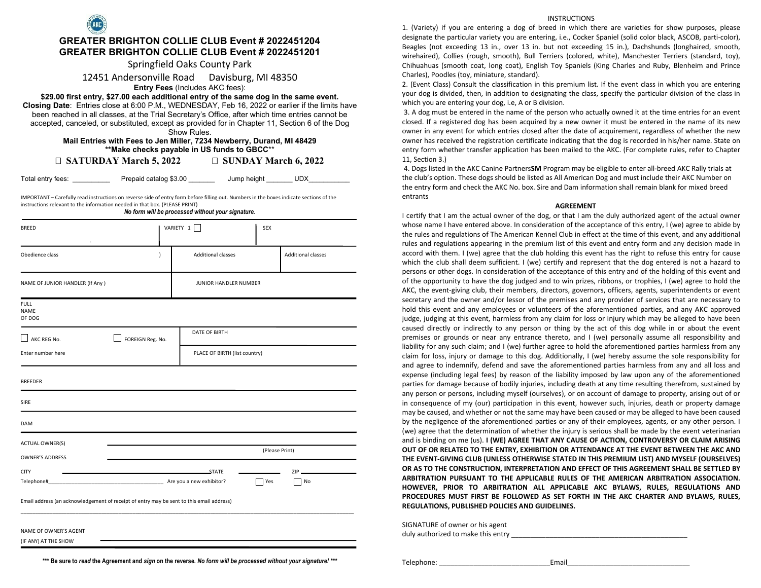# GREATER BRIGHTON COLLIE CLUB Event # 2022451204
# GREATER BRIGHTON COLLIE CLUB Event # 2022451201

Springfield Oaks County Park

12451 Andersonville Road Davisburg, MI 48350

**Entry Fees** (Includes AKC fees):

**$29.00 first entry, $27.00 each additional entry of the same dog in the same event.**

**Closing Date**: Entries close at 6:00 P.M., WEDNESDAY, Feb 16, 2022 or earlier if the limits have been reached in all classes, at the Trial Secretary's Office, after which time entries cannot be accepted, canceled, or substituted, except as provided for in Chapter 11, Section 6 of the Dog Show Rules.

**Mail Entries with Fees to Jen Miller, 7234 Newberry, Durand, MI 48429**

**\*\*Make checks payable in US funds to GBCC\*\***

☐ **SATURDAY March 5, 2022** ☐ **SUNDAY March 6, 2022**

Total entry fees: __________ Prepaid catalog $3.00 _______ Jump height _______ UDX___________

IMPORTANT – Carefully read instructions on reverse side of entry form before filling out. Numbers in the boxes indicate sections of the instructions relevant to the information needed in that box. (PLEASE PRINT)

***No form will be processed without your signature.***

| | | |
|---|---|---|
| BREED | VARIETY 1 ☐ | SEX |
| Obedience class ) | Additional classes | Additional classes |
| NAME OF JUNIOR HANDLER (If Any ) | JUNIOR HANDLER NUMBER | |

FULL NAME OF DOG

| | |
|---|---|
| ☐ AKC REG No. ☐ FOREIGN Reg. No. | DATE OF BIRTH |
| Enter number here | PLACE OF BIRTH (list country) |

BREEDER

SIRE

DAM

ACTUAL OWNER(S) ______________________________ (Please Print)

OWNER'S ADDRESS ______________________________

CITY ______________________________ STATE __________ ZIP __________

Telephone#______________________________ Are you a new exhibitor? ☐ Yes ☐ No

Email address (an acknowledgement of receipt of entry may be sent to this email address)

______________________________

NAME OF OWNER'S AGENT (IF ANY) AT THE SHOW ______________________________

**\*\*\* Be sure to *read* the Agreement and *sign* on the reverse. *No form will be processed without your signature!* \*\*\***

## INSTRUCTIONS

1. (Variety) if you are entering a dog of breed in which there are varieties for show purposes, please designate the particular variety you are entering, i.e., Cocker Spaniel (solid color black, ASCOB, parti-color), Beagles (not exceeding 13 in., over 13 in. but not exceeding 15 in.), Dachshunds (longhaired, smooth, wirehaired), Collies (rough, smooth), Bull Terriers (colored, white), Manchester Terriers (standard, toy), Chihuahuas (smooth coat, long coat), English Toy Spaniels (King Charles and Ruby, Blenheim and Prince Charles), Poodles (toy, miniature, standard).
2. (Event Class) Consult the classification in this premium list. If the event class in which you are entering your dog is divided, then, in addition to designating the class, specify the particular division of the class in which you are entering your dog, i.e, A or B division.
3. A dog must be entered in the name of the person who actually owned it at the time entries for an event closed. If a registered dog has been acquired by a new owner it must be entered in the name of its new owner in any event for which entries closed after the date of acquirement, regardless of whether the new owner has received the registration certificate indicating that the dog is recorded in his/her name. State on entry form whether transfer application has been mailed to the AKC. (For complete rules, refer to Chapter 11, Section 3.)
4. Dogs listed in the AKC Canine Partners**SM** Program may be eligible to enter all-breed AKC Rally trials at the club's option. These dogs should be listed as All American Dog and must include their AKC Number on the entry form and check the AKC No. box. Sire and Dam information shall remain blank for mixed breed entrants

## AGREEMENT

I certify that I am the actual owner of the dog, or that I am the duly authorized agent of the actual owner whose name I have entered above. In consideration of the acceptance of this entry, I (we) agree to abide by the rules and regulations of The American Kennel Club in effect at the time of this event, and any additional rules and regulations appearing in the premium list of this event and entry form and any decision made in accord with them. I (we) agree that the club holding this event has the right to refuse this entry for cause which the club shall deem sufficient. I (we) certify and represent that the dog entered is not a hazard to persons or other dogs. In consideration of the acceptance of this entry and of the holding of this event and of the opportunity to have the dog judged and to win prizes, ribbons, or trophies, I (we) agree to hold the AKC, the event-giving club, their members, directors, governors, officers, agents, superintendents or event secretary and the owner and/or lessor of the premises and any provider of services that are necessary to hold this event and any employees or volunteers of the aforementioned parties, and any AKC approved judge, judging at this event, harmless from any claim for loss or injury which may be alleged to have been caused directly or indirectly to any person or thing by the act of this dog while in or about the event premises or grounds or near any entrance thereto, and I (we) personally assume all responsibility and liability for any such claim; and I (we) further agree to hold the aforementioned parties harmless from any claim for loss, injury or damage to this dog. Additionally, I (we) hereby assume the sole responsibility for and agree to indemnify, defend and save the aforementioned parties harmless from any and all loss and expense (including legal fees) by reason of the liability imposed by law upon any of the aforementioned parties for damage because of bodily injuries, including death at any time resulting therefrom, sustained by any person or persons, including myself (ourselves), or on account of damage to property, arising out of or in consequence of my (our) participation in this event, however such, injuries, death or property damage may be caused, and whether or not the same may have been caused or may be alleged to have been caused by the negligence of the aforementioned parties or any of their employees, agents, or any other person. I (we) agree that the determination of whether the injury is serious shall be made by the event veterinarian and is binding on me (us). **I (WE) AGREE THAT ANY CAUSE OF ACTION, CONTROVERSY OR CLAIM ARISING OUT OF OR RELATED TO THE ENTRY, EXHIBITION OR ATTENDANCE AT THE EVENT BETWEEN THE AKC AND THE EVENT-GIVING CLUB (UNLESS OTHERWISE STATED IN THIS PREMIUM LIST) AND MYSELF (OURSELVES) OR AS TO THE CONSTRUCTION, INTERPRETATION AND EFFECT OF THIS AGREEMENT SHALL BE SETTLED BY ARBITRATION PURSUANT TO THE APPLICABLE RULES OF THE AMERICAN ARBITRATION ASSOCIATION. HOWEVER, PRIOR TO ARBITRATION ALL APPLICABLE AKC BYLAWS, RULES, REGULATIONS AND PROCEDURES MUST FIRST BE FOLLOWED AS SET FORTH IN THE AKC CHARTER AND BYLAWS, RULES, REGULATIONS, PUBLISHED POLICIES AND GUIDELINES.**

SIGNATURE of owner or his agent duly authorized to make this entry ______________________________

Telephone: ______________________________ Email______________________________